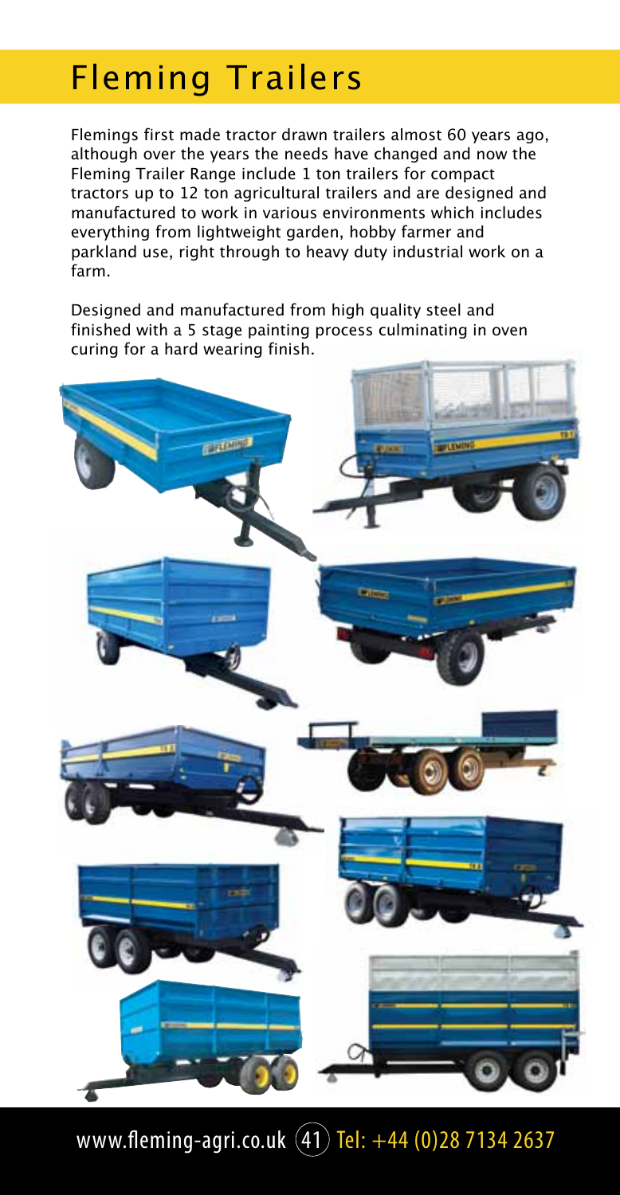# Fleming Trailers

Flemings first made tractor drawn trailers almost 60 years ago, although over the years the needs have changed and now the Fleming Trailer Range include 1 ton trailers for compact tractors up to 12 ton agricultural trailers and are designed and manufactured to work in various environments which includes everything from lightweight garden, hobby farmer and parkland use, right through to heavy duty industrial work on a farm.

Designed and manufactured from high quality steel and finished with a 5 stage painting process culminating in oven curing for a hard wearing finish.

www.fleming-agri.co.uk Tel: +44 (0)28 7134 2637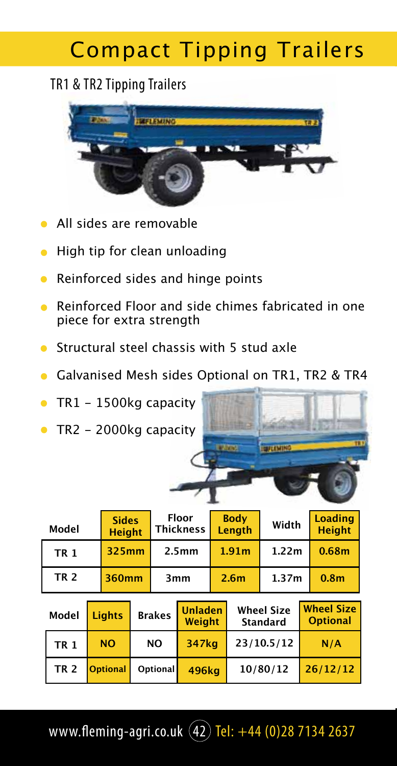# Compact Tipping Trailers

## TR1 & TR2 Tipping Trailers

- All sides are removable
- High tip for clean unloading
- Reinforced sides and hinge points
- Reinforced Floor and side chimes fabricated in one piece for extra strength
- Structural steel chassis with 5 stud axle
- Galvanised Mesh sides Optional on TR1, TR2 & TR4
- TR1 – 1500kg capacity
- TR2 – 2000kg capacity

| Model | Sides Height | Floor Thickness | Body Length | Width | Loading Height |
|---|---|---|---|---|---|
| TR 1 | 325mm | 2.5mm | 1.91m | 1.22m | 0.68m |
| TR 2 | 360mm | 3mm | 2.6m | 1.37m | 0.8m |

| Model | Lights | Brakes | Unladen Weight | Wheel Size Standard | Wheel Size Optional |
|---|---|---|---|---|---|
| TR 1 | NO | NO | 347kg | 23/10.5/12 | N/A |
| TR 2 | Optional | Optional | 496kg | 10/80/12 | 26/12/12 |

www.fleming-agri.co.uk Tel: +44 (0)28 7134 2637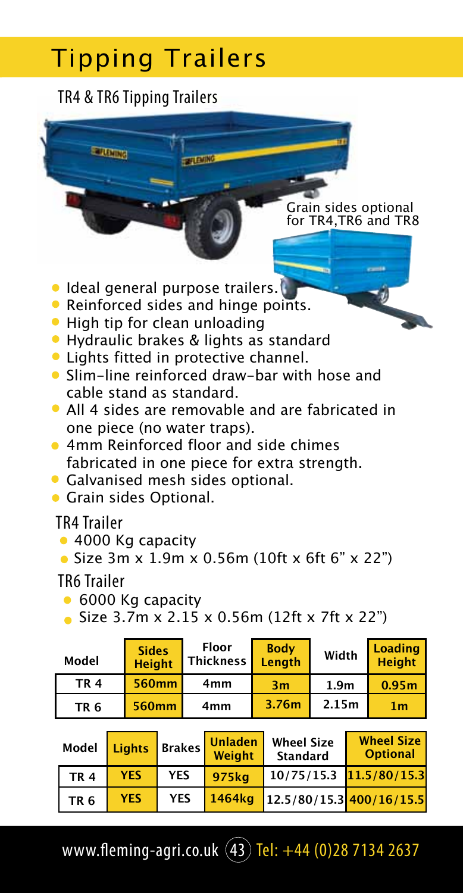# Tipping Trailers

## TR4 & TR6 Tipping Trailers

Grain sides optional for TR4,TR6 and TR8

- Ideal general purpose trailers.
- Reinforced sides and hinge points.
- High tip for clean unloading
- Hydraulic brakes & lights as standard
- Lights fitted in protective channel.
- Slim-line reinforced draw-bar with hose and cable stand as standard.
- All 4 sides are removable and are fabricated in one piece (no water traps).
- 4mm Reinforced floor and side chimes fabricated in one piece for extra strength.
- Galvanised mesh sides optional.
- Grain sides Optional.

### TR4 Trailer

- 4000 Kg capacity
- Size 3m x 1.9m x 0.56m (10ft x 6ft 6" x 22")

### TR6 Trailer

- 6000 Kg capacity
- Size 3.7m x 2.15 x 0.56m (12ft x 7ft x 22")

| Model | Sides Height | Floor Thickness | Body Length | Width | Loading Height |
|---|---|---|---|---|---|
| TR 4 | 560mm | 4mm | 3m | 1.9m | 0.95m |
| TR 6 | 560mm | 4mm | 3.76m | 2.15m | 1m |

| Model | Lights | Brakes | Unladen Weight | Wheel Size Standard | Wheel Size Optional |
|---|---|---|---|---|---|
| TR 4 | YES | YES | 975kg | 10/75/15.3 | 11.5/80/15.3 |
| TR 6 | YES | YES | 1464kg | 12.5/80/15.3 | 400/16/15.5 |

www.fleming-agri.co.uk Tel: +44 (0)28 7134 2637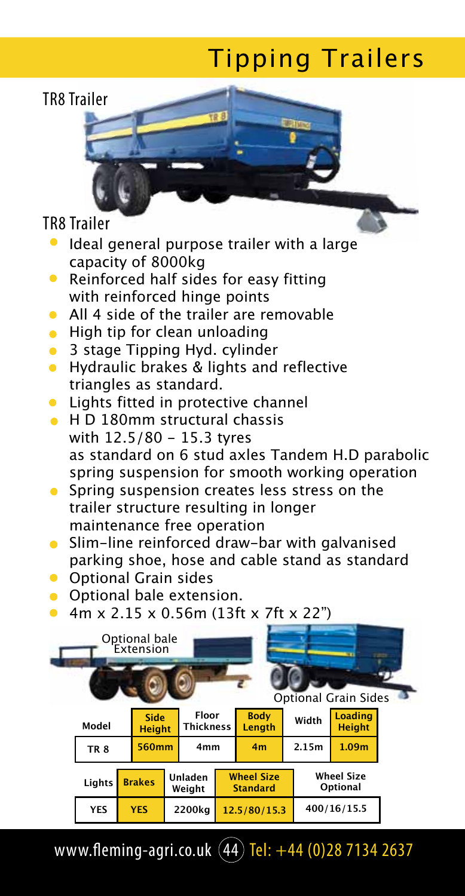# Tipping Trailers

TR8 Trailer

## TR8 Trailer

- Ideal general purpose trailer with a large capacity of 8000kg
- Reinforced half sides for easy fitting with reinforced hinge points
- All 4 side of the trailer are removable
- High tip for clean unloading
- 3 stage Tipping Hyd. cylinder
- Hydraulic brakes & lights and reflective triangles as standard.
- Lights fitted in protective channel
- H D 180mm structural chassis with 12.5/80 - 15.3 tyres as standard on 6 stud axles Tandem H.D parabolic spring suspension for smooth working operation
- Spring suspension creates less stress on the trailer structure resulting in longer maintenance free operation
- Slim-line reinforced draw-bar with galvanised parking shoe, hose and cable stand as standard
- Optional Grain sides
- Optional bale extension.
- 4m x 2.15 x 0.56m (13ft x 7ft x 22")

Optional bale Extension

Optional Grain Sides

| Model | Side Height | Floor Thickness | Body Length | Width | Loading Height |
|---|---|---|---|---|---|
| TR 8 | 560mm | 4mm | 4m | 2.15m | 1.09m |

| Lights | Brakes | Unladen Weight | Wheel Size Standard | Wheel Size Optional |
|---|---|---|---|---|
| YES | YES | 2200kg | 12.5/80/15.3 | 400/16/15.5 |

www.fleming-agri.co.uk Tel: +44 (0)28 7134 2637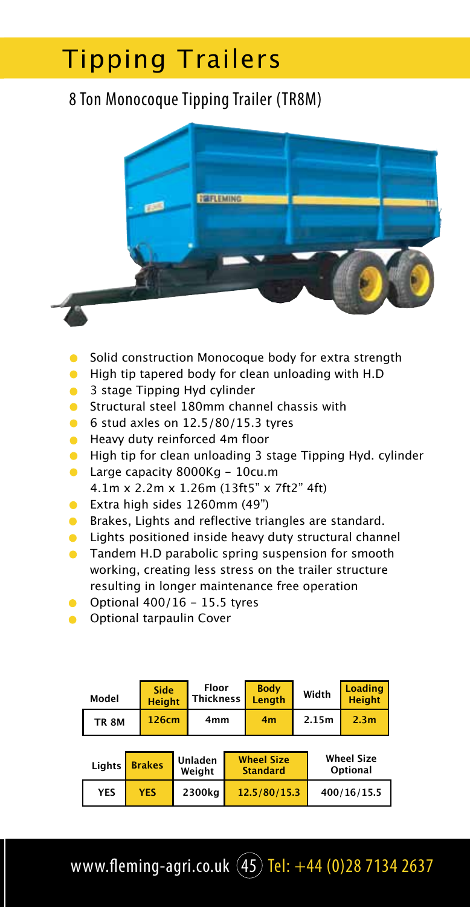# Tipping Trailers

## 8 Ton Monocoque Tipping Trailer (TR8M)

- Solid construction Monocoque body for extra strength
- High tip tapered body for clean unloading with H.D
- 3 stage Tipping Hyd cylinder
- Structural steel 180mm channel chassis with
- 6 stud axles on 12.5/80/15.3 tyres
- Heavy duty reinforced 4m floor
- High tip for clean unloading 3 stage Tipping Hyd. cylinder
- Large capacity 8000Kg - 10cu.m
  4.1m x 2.2m x 1.26m (13ft5" x 7ft2" 4ft)
- Extra high sides 1260mm (49")
- Brakes, Lights and reflective triangles are standard.
- Lights positioned inside heavy duty structural channel
- Tandem H.D parabolic spring suspension for smooth working, creating less stress on the trailer structure resulting in longer maintenance free operation
- Optional 400/16 - 15.5 tyres
- Optional tarpaulin Cover

| Model | Side Height | Floor Thickness | Body Length | Width | Loading Height |
|---|---|---|---|---|---|
| TR 8M | 126cm | 4mm | 4m | 2.15m | 2.3m |

| Lights | Brakes | Unladen Weight | Wheel Size Standard | Wheel Size Optional |
|---|---|---|---|---|
| YES | YES | 2300kg | 12.5/80/15.3 | 400/16/15.5 |

www.fleming-agri.co.uk Tel: +44 (0)28 7134 2637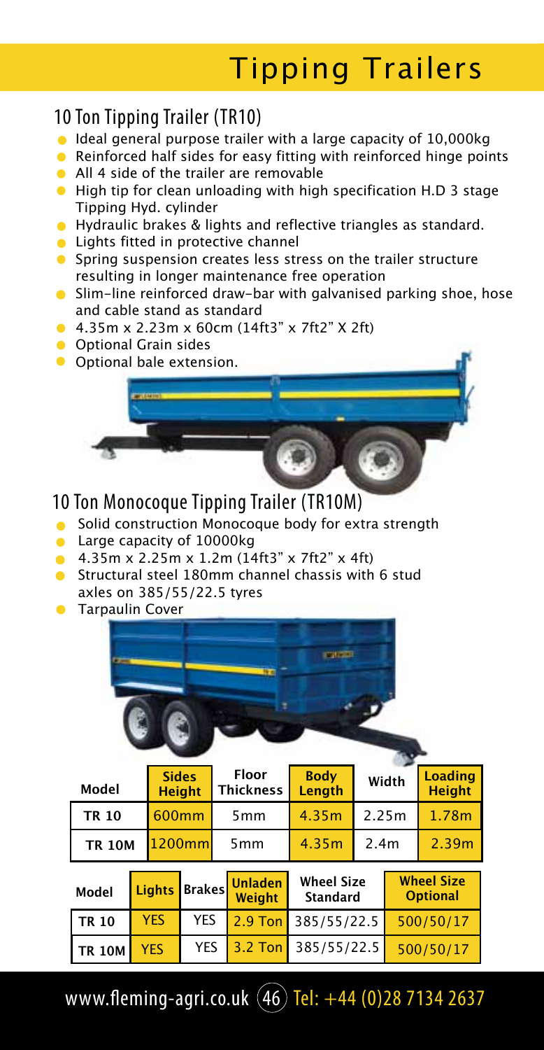# Tipping Trailers

## 10 Ton Tipping Trailer (TR10)

- Ideal general purpose trailer with a large capacity of 10,000kg
- Reinforced half sides for easy fitting with reinforced hinge points
- All 4 side of the trailer are removable
- High tip for clean unloading with high specification H.D 3 stage Tipping Hyd. cylinder
- Hydraulic brakes & lights and reflective triangles as standard.
- Lights fitted in protective channel
- Spring suspension creates less stress on the trailer structure resulting in longer maintenance free operation
- Slim-line reinforced draw-bar with galvanised parking shoe, hose and cable stand as standard
- 4.35m x 2.23m x 60cm (14ft3" x 7ft2" X 2ft)
- Optional Grain sides
- Optional bale extension.

## 10 Ton Monocoque Tipping Trailer (TR10M)

- Solid construction Monocoque body for extra strength
- Large capacity of 10000kg
- 4.35m x 2.25m x 1.2m (14ft3" x 7ft2" x 4ft)
- Structural steel 180mm channel chassis with 6 stud axles on 385/55/22.5 tyres
- Tarpaulin Cover

| Model | Sides Height | Floor Thickness | Body Length | Width | Loading Height |
|---|---|---|---|---|---|
| TR 10 | 600mm | 5mm | 4.35m | 2.25m | 1.78m |
| TR 10M | 1200mm | 5mm | 4.35m | 2.4m | 2.39m |

| Model | Lights | Brakes | Unladen Weight | Wheel Size Standard | Wheel Size Optional |
|---|---|---|---|---|---|
| TR 10 | YES | YES | 2.9 Ton | 385/55/22.5 | 500/50/17 |
| TR 10M | YES | YES | 3.2 Ton | 385/55/22.5 | 500/50/17 |

www.fleming-agri.co.uk Tel: +44 (0)28 7134 2637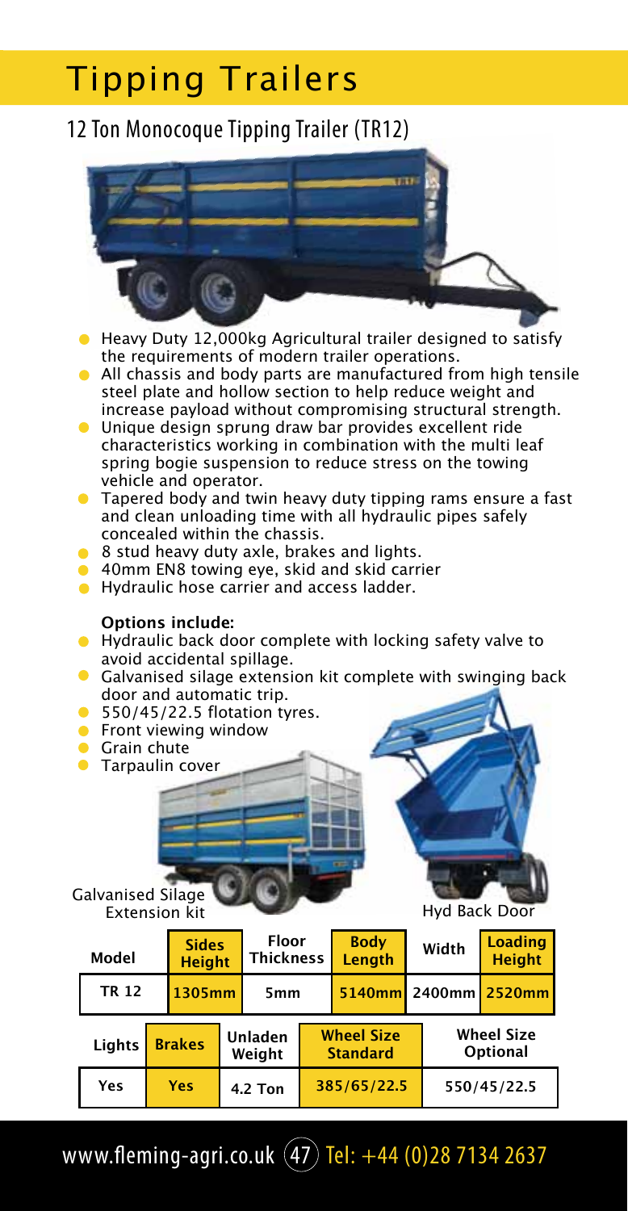# Tipping Trailers

## 12 Ton Monocoque Tipping Trailer (TR12)

- Heavy Duty 12,000kg Agricultural trailer designed to satisfy the requirements of modern trailer operations.
- All chassis and body parts are manufactured from high tensile steel plate and hollow section to help reduce weight and increase payload without compromising structural strength.
- Unique design sprung draw bar provides excellent ride characteristics working in combination with the multi leaf spring bogie suspension to reduce stress on the towing vehicle and operator.
- Tapered body and twin heavy duty tipping rams ensure a fast and clean unloading time with all hydraulic pipes safely concealed within the chassis.
- 8 stud heavy duty axle, brakes and lights.
- 40mm EN8 towing eye, skid and skid carrier
- Hydraulic hose carrier and access ladder.

**Options include:**

- Hydraulic back door complete with locking safety valve to avoid accidental spillage.
- Galvanised silage extension kit complete with swinging back door and automatic trip.
- 550/45/22.5 flotation tyres.
- Front viewing window
- Grain chute
- Tarpaulin cover

Galvanised Silage Extension kit

Hyd Back Door

| Model | Sides Height | Floor Thickness | Body Length | Width | Loading Height |
|---|---|---|---|---|---|
| TR 12 | 1305mm | 5mm | 5140mm | 2400mm | 2520mm |

| Lights | Brakes | Unladen Weight | Wheel Size Standard | Wheel Size Optional |
|---|---|---|---|---|
| Yes | Yes | 4.2 Ton | 385/65/22.5 | 550/45/22.5 |

www.fleming-agri.co.uk Tel: +44 (0)28 7134 2637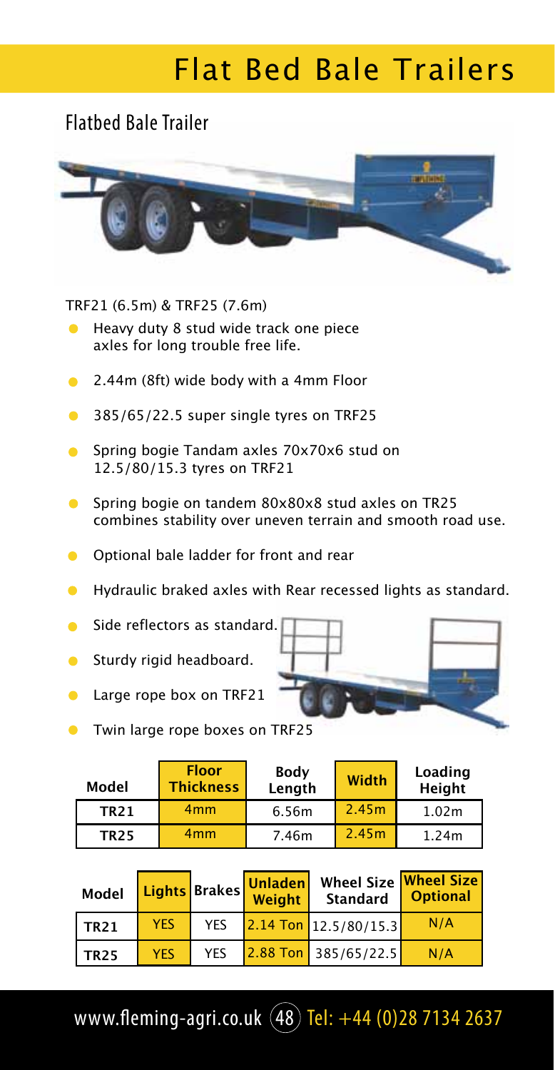# Flat Bed Bale Trailers

## Flatbed Bale Trailer

TRF21 (6.5m) & TRF25 (7.6m)

- Heavy duty 8 stud wide track one piece axles for long trouble free life.
- 2.44m (8ft) wide body with a 4mm Floor
- 385/65/22.5 super single tyres on TRF25
- Spring bogie Tandam axles 70x70x6 stud on 12.5/80/15.3 tyres on TRF21
- Spring bogie on tandem 80x80x8 stud axles on TR25 combines stability over uneven terrain and smooth road use.
- Optional bale ladder for front and rear
- Hydraulic braked axles with Rear recessed lights as standard.
- Side reflectors as standard.
- Sturdy rigid headboard.
- Large rope box on TRF21
- Twin large rope boxes on TRF25

| Model | Floor Thickness | Body Length | Width | Loading Height |
|---|---|---|---|---|
| TR21 | 4mm | 6.56m | 2.45m | 1.02m |
| TR25 | 4mm | 7.46m | 2.45m | 1.24m |

| Model | Lights | Brakes | Unladen Weight | Wheel Size Standard | Wheel Size Optional |
|---|---|---|---|---|---|
| TR21 | YES | YES | 2.14 Ton | 12.5/80/15.3 | N/A |
| TR25 | YES | YES | 2.88 Ton | 385/65/22.5 | N/A |

www.fleming-agri.co.uk Tel: +44 (0)28 7134 2637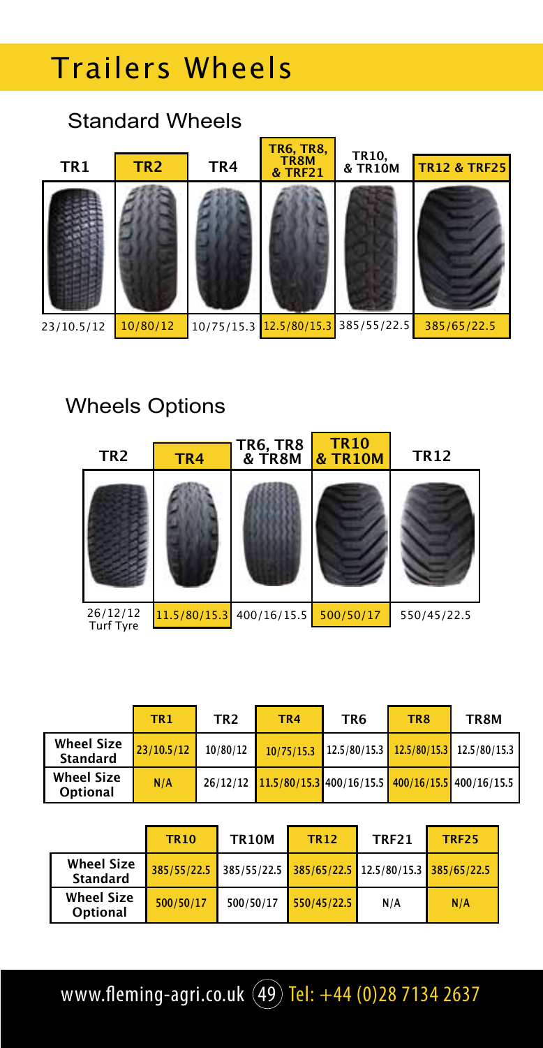# Trailers Wheels

## Standard Wheels

| TR1 | TR2 | TR4 | TR6, TR8, TR8M & TRF21 | TR10, & TR10M | TR12 & TRF25 |
|---|---|---|---|---|---|
| 23/10.5/12 | 10/80/12 | 10/75/15.3 | 12.5/80/15.3 | 385/55/22.5 | 385/65/22.5 |

## Wheels Options

| TR2 | TR4 | TR6, TR8 & TR8M | TR10 & TR10M | TR12 |
|---|---|---|---|---|
| 26/12/12 Turf Tyre | 11.5/80/15.3 | 400/16/15.5 | 500/50/17 | 550/45/22.5 |

| | TR1 | TR2 | TR4 | TR6 | TR8 | TR8M |
|---|---|---|---|---|---|---|
| Wheel Size Standard | 23/10.5/12 | 10/80/12 | 10/75/15.3 | 12.5/80/15.3 | 12.5/80/15.3 | 12.5/80/15.3 |
| Wheel Size Optional | N/A | 26/12/12 | 11.5/80/15.3 | 400/16/15.5 | 400/16/15.5 | 400/16/15.5 |

| | TR10 | TR10M | TR12 | TRF21 | TRF25 |
|---|---|---|---|---|---|
| Wheel Size Standard | 385/55/22.5 | 385/55/22.5 | 385/65/22.5 | 12.5/80/15.3 | 385/65/22.5 |
| Wheel Size Optional | 500/50/17 | 500/50/17 | 550/45/22.5 | N/A | N/A |

www.fleming-agri.co.uk Tel: +44 (0)28 7134 2637